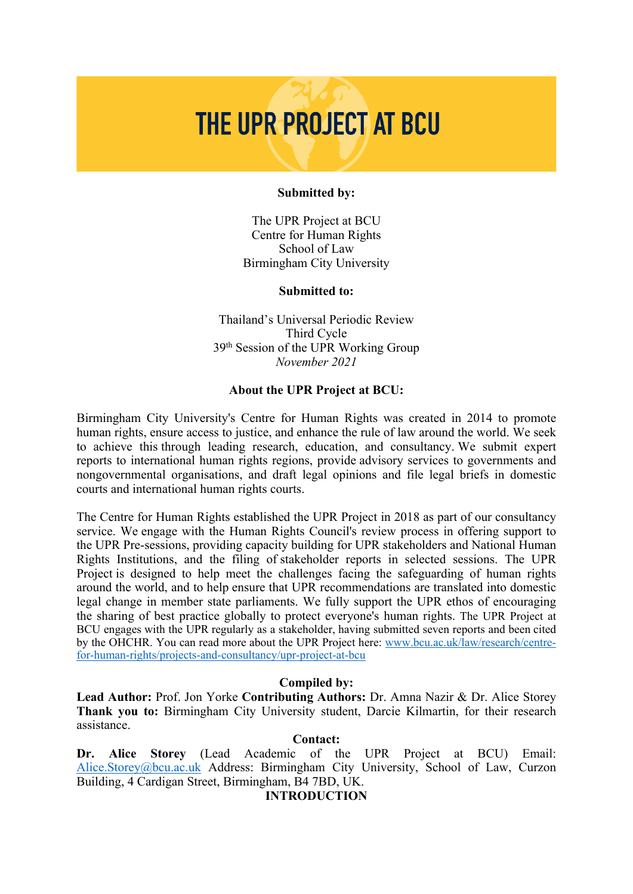# THE UPR PROJECT AT BCU

**Submitted by:**

The UPR Project at BCU
Centre for Human Rights
School of Law
Birmingham City University

**Submitted to:**

Thailand's Universal Periodic Review
Third Cycle
39th Session of the UPR Working Group
*November 2021*

**About the UPR Project at BCU:**

Birmingham City University's Centre for Human Rights was created in 2014 to promote human rights, ensure access to justice, and enhance the rule of law around the world. We seek to achieve this through leading research, education, and consultancy. We submit expert reports to international human rights regions, provide advisory services to governments and nongovernmental organisations, and draft legal opinions and file legal briefs in domestic courts and international human rights courts.

The Centre for Human Rights established the UPR Project in 2018 as part of our consultancy service. We engage with the Human Rights Council's review process in offering support to the UPR Pre-sessions, providing capacity building for UPR stakeholders and National Human Rights Institutions, and the filing of stakeholder reports in selected sessions. The UPR Project is designed to help meet the challenges facing the safeguarding of human rights around the world, and to help ensure that UPR recommendations are translated into domestic legal change in member state parliaments. We fully support the UPR ethos of encouraging the sharing of best practice globally to protect everyone's human rights. The UPR Project at BCU engages with the UPR regularly as a stakeholder, having submitted seven reports and been cited by the OHCHR. You can read more about the UPR Project here: [www.bcu.ac.uk/law/research/centre-for-human-rights/projects-and-consultancy/upr-project-at-bcu](www.bcu.ac.uk/law/research/centre-for-human-rights/projects-and-consultancy/upr-project-at-bcu)

**Compiled by:**

**Lead Author:** Prof. Jon Yorke **Contributing Authors:** Dr. Amna Nazir & Dr. Alice Storey **Thank you to:** Birmingham City University student, Darcie Kilmartin, for their research assistance.

**Contact:**

**Dr. Alice Storey** (Lead Academic of the UPR Project at BCU) Email: [Alice.Storey@bcu.ac.uk](mailto:Alice.Storey@bcu.ac.uk) Address: Birmingham City University, School of Law, Curzon Building, 4 Cardigan Street, Birmingham, B4 7BD, UK.

**INTRODUCTION**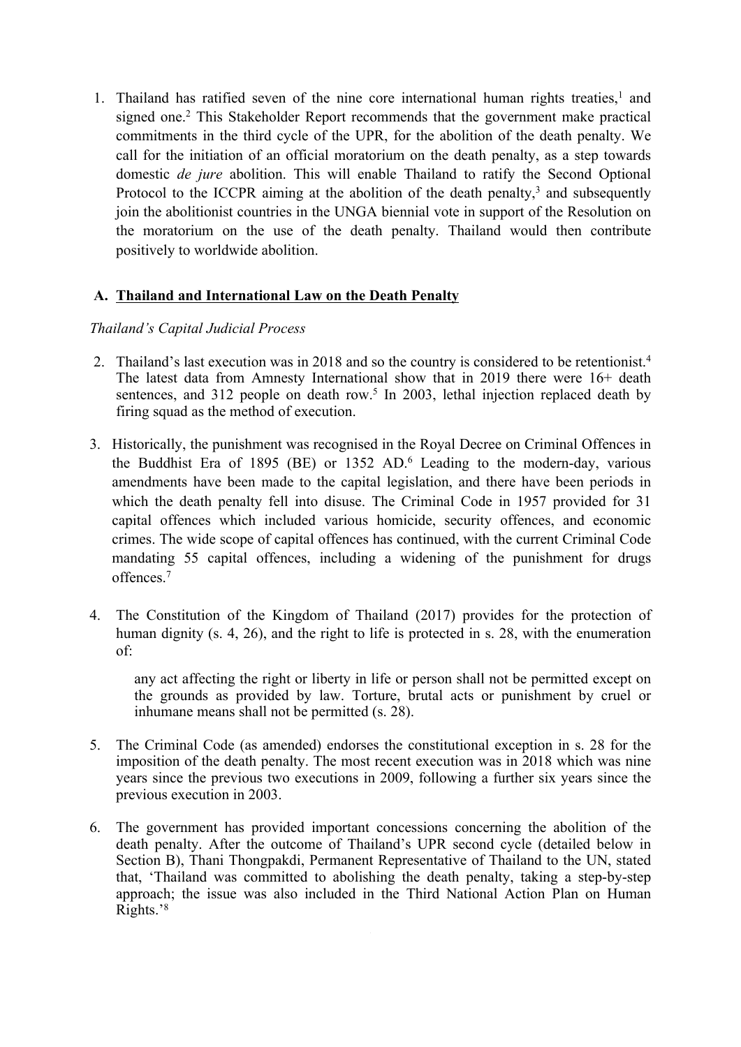1. Thailand has ratified seven of the nine core international human rights treaties,[1] and signed one.[2] This Stakeholder Report recommends that the government make practical commitments in the third cycle of the UPR, for the abolition of the death penalty. We call for the initiation of an official moratorium on the death penalty, as a step towards domestic *de jure* abolition. This will enable Thailand to ratify the Second Optional Protocol to the ICCPR aiming at the abolition of the death penalty,[3] and subsequently join the abolitionist countries in the UNGA biennial vote in support of the Resolution on the moratorium on the use of the death penalty. Thailand would then contribute positively to worldwide abolition.

## A. Thailand and International Law on the Death Penalty

*Thailand's Capital Judicial Process*

2. Thailand's last execution was in 2018 and so the country is considered to be retentionist.[4] The latest data from Amnesty International show that in 2019 there were 16+ death sentences, and 312 people on death row.[5] In 2003, lethal injection replaced death by firing squad as the method of execution.

3. Historically, the punishment was recognised in the Royal Decree on Criminal Offences in the Buddhist Era of 1895 (BE) or 1352 AD.[6] Leading to the modern-day, various amendments have been made to the capital legislation, and there have been periods in which the death penalty fell into disuse. The Criminal Code in 1957 provided for 31 capital offences which included various homicide, security offences, and economic crimes. The wide scope of capital offences has continued, with the current Criminal Code mandating 55 capital offences, including a widening of the punishment for drugs offences.[7]

4. The Constitution of the Kingdom of Thailand (2017) provides for the protection of human dignity (s. 4, 26), and the right to life is protected in s. 28, with the enumeration of:

   > any act affecting the right or liberty in life or person shall not be permitted except on the grounds as provided by law. Torture, brutal acts or punishment by cruel or inhumane means shall not be permitted (s. 28).

5. The Criminal Code (as amended) endorses the constitutional exception in s. 28 for the imposition of the death penalty. The most recent execution was in 2018 which was nine years since the previous two executions in 2009, following a further six years since the previous execution in 2003.

6. The government has provided important concessions concerning the abolition of the death penalty. After the outcome of Thailand's UPR second cycle (detailed below in Section B), Thani Thongpakdi, Permanent Representative of Thailand to the UN, stated that, 'Thailand was committed to abolishing the death penalty, taking a step-by-step approach; the issue was also included in the Third National Action Plan on Human Rights.'[8]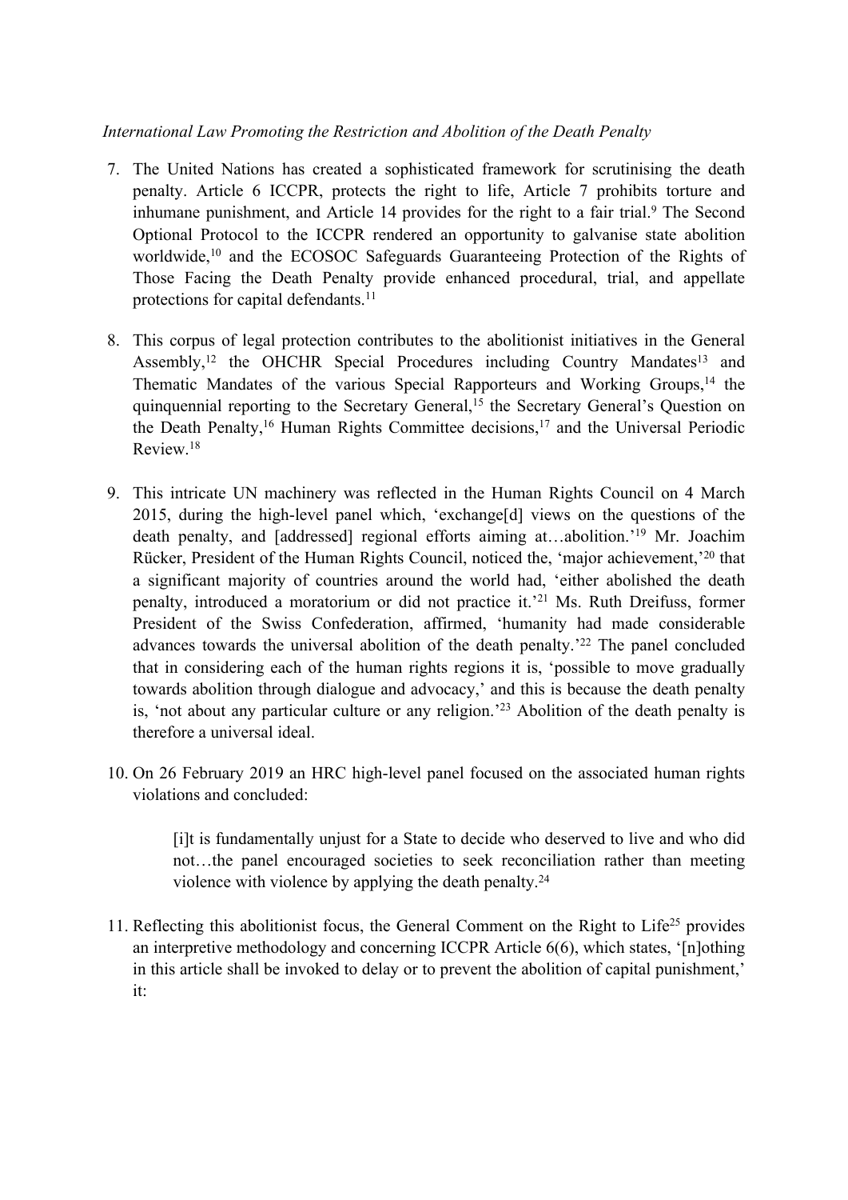*International Law Promoting the Restriction and Abolition of the Death Penalty*

7. The United Nations has created a sophisticated framework for scrutinising the death penalty. Article 6 ICCPR, protects the right to life, Article 7 prohibits torture and inhumane punishment, and Article 14 provides for the right to a fair trial.[9] The Second Optional Protocol to the ICCPR rendered an opportunity to galvanise state abolition worldwide,[10] and the ECOSOC Safeguards Guaranteeing Protection of the Rights of Those Facing the Death Penalty provide enhanced procedural, trial, and appellate protections for capital defendants.[11]

8. This corpus of legal protection contributes to the abolitionist initiatives in the General Assembly,[12] the OHCHR Special Procedures including Country Mandates[13] and Thematic Mandates of the various Special Rapporteurs and Working Groups,[14] the quinquennial reporting to the Secretary General,[15] the Secretary General's Question on the Death Penalty,[16] Human Rights Committee decisions,[17] and the Universal Periodic Review.[18]

9. This intricate UN machinery was reflected in the Human Rights Council on 4 March 2015, during the high-level panel which, 'exchange[d] views on the questions of the death penalty, and [addressed] regional efforts aiming at…abolition.'[19] Mr. Joachim Rücker, President of the Human Rights Council, noticed the, 'major achievement,'[20] that a significant majority of countries around the world had, 'either abolished the death penalty, introduced a moratorium or did not practice it.'[21] Ms. Ruth Dreifuss, former President of the Swiss Confederation, affirmed, 'humanity had made considerable advances towards the universal abolition of the death penalty.'[22] The panel concluded that in considering each of the human rights regions it is, 'possible to move gradually towards abolition through dialogue and advocacy,' and this is because the death penalty is, 'not about any particular culture or any religion.'[23] Abolition of the death penalty is therefore a universal ideal.

10. On 26 February 2019 an HRC high-level panel focused on the associated human rights violations and concluded:

    > [i]t is fundamentally unjust for a State to decide who deserved to live and who did not…the panel encouraged societies to seek reconciliation rather than meeting violence with violence by applying the death penalty.[24]

11. Reflecting this abolitionist focus, the General Comment on the Right to Life[25] provides an interpretive methodology and concerning ICCPR Article 6(6), which states, '[n]othing in this article shall be invoked to delay or to prevent the abolition of capital punishment,' it: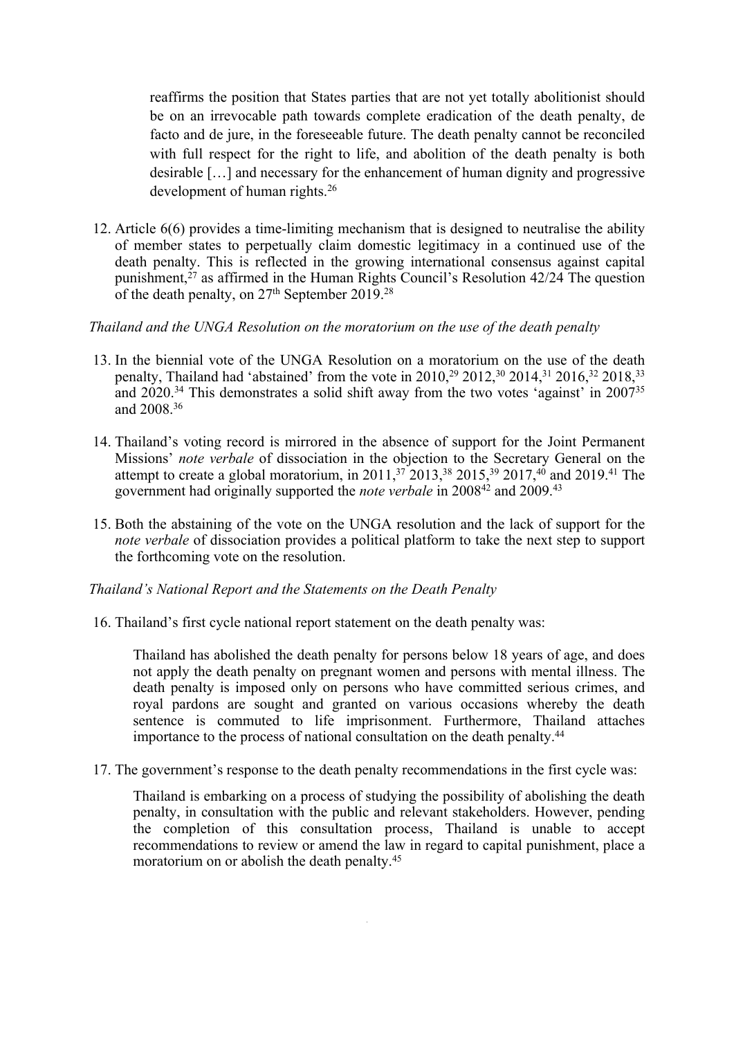> reaffirms the position that States parties that are not yet totally abolitionist should be on an irrevocable path towards complete eradication of the death penalty, de facto and de jure, in the foreseeable future. The death penalty cannot be reconciled with full respect for the right to life, and abolition of the death penalty is both desirable […] and necessary for the enhancement of human dignity and progressive development of human rights.[26]

12. Article 6(6) provides a time-limiting mechanism that is designed to neutralise the ability of member states to perpetually claim domestic legitimacy in a continued use of the death penalty. This is reflected in the growing international consensus against capital punishment,[27] as affirmed in the Human Rights Council's Resolution 42/24 The question of the death penalty, on 27th September 2019.[28]

*Thailand and the UNGA Resolution on the moratorium on the use of the death penalty*

13. In the biennial vote of the UNGA Resolution on a moratorium on the use of the death penalty, Thailand had 'abstained' from the vote in 2010,[29] 2012,[30] 2014,[31] 2016,[32] 2018,[33] and 2020.[34] This demonstrates a solid shift away from the two votes 'against' in 2007[35] and 2008.[36]

14. Thailand's voting record is mirrored in the absence of support for the Joint Permanent Missions' *note verbale* of dissociation in the objection to the Secretary General on the attempt to create a global moratorium, in 2011,[37] 2013,[38] 2015,[39] 2017,[40] and 2019.[41] The government had originally supported the *note verbale* in 2008[42] and 2009.[43]

15. Both the abstaining of the vote on the UNGA resolution and the lack of support for the *note verbale* of dissociation provides a political platform to take the next step to support the forthcoming vote on the resolution.

*Thailand's National Report and the Statements on the Death Penalty*

16. Thailand's first cycle national report statement on the death penalty was:

> Thailand has abolished the death penalty for persons below 18 years of age, and does not apply the death penalty on pregnant women and persons with mental illness. The death penalty is imposed only on persons who have committed serious crimes, and royal pardons are sought and granted on various occasions whereby the death sentence is commuted to life imprisonment. Furthermore, Thailand attaches importance to the process of national consultation on the death penalty.[44]

17. The government's response to the death penalty recommendations in the first cycle was:

> Thailand is embarking on a process of studying the possibility of abolishing the death penalty, in consultation with the public and relevant stakeholders. However, pending the completion of this consultation process, Thailand is unable to accept recommendations to review or amend the law in regard to capital punishment, place a moratorium on or abolish the death penalty.[45]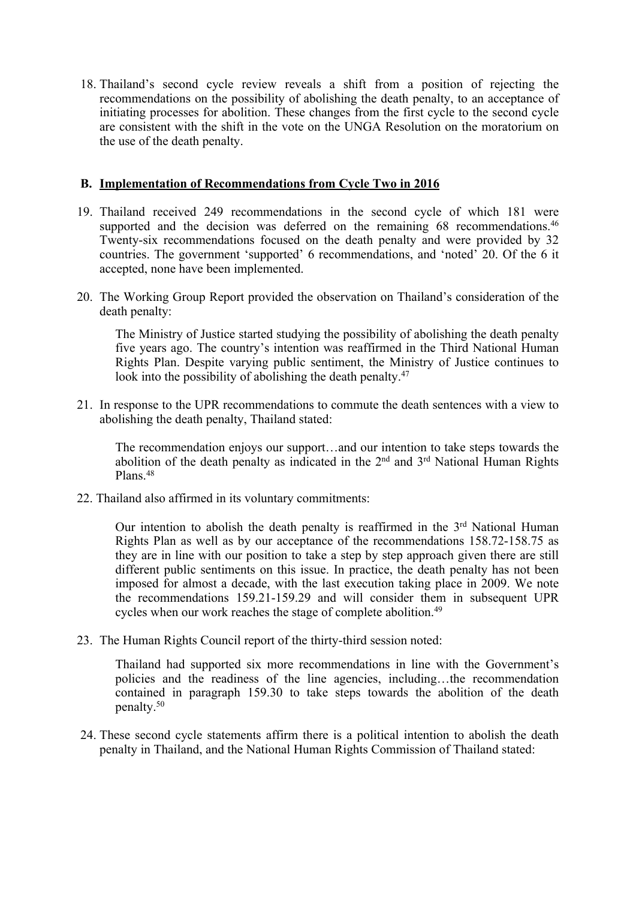18. Thailand's second cycle review reveals a shift from a position of rejecting the recommendations on the possibility of abolishing the death penalty, to an acceptance of initiating processes for abolition. These changes from the first cycle to the second cycle are consistent with the shift in the vote on the UNGA Resolution on the moratorium on the use of the death penalty.

## B. Implementation of Recommendations from Cycle Two in 2016

19. Thailand received 249 recommendations in the second cycle of which 181 were supported and the decision was deferred on the remaining 68 recommendations.[46] Twenty-six recommendations focused on the death penalty and were provided by 32 countries. The government 'supported' 6 recommendations, and 'noted' 20. Of the 6 it accepted, none have been implemented.

20. The Working Group Report provided the observation on Thailand's consideration of the death penalty:

> The Ministry of Justice started studying the possibility of abolishing the death penalty five years ago. The country's intention was reaffirmed in the Third National Human Rights Plan. Despite varying public sentiment, the Ministry of Justice continues to look into the possibility of abolishing the death penalty.[47]

21. In response to the UPR recommendations to commute the death sentences with a view to abolishing the death penalty, Thailand stated:

> The recommendation enjoys our support…and our intention to take steps towards the abolition of the death penalty as indicated in the 2nd and 3rd National Human Rights Plans.[48]

22. Thailand also affirmed in its voluntary commitments:

> Our intention to abolish the death penalty is reaffirmed in the 3rd National Human Rights Plan as well as by our acceptance of the recommendations 158.72-158.75 as they are in line with our position to take a step by step approach given there are still different public sentiments on this issue. In practice, the death penalty has not been imposed for almost a decade, with the last execution taking place in 2009. We note the recommendations 159.21-159.29 and will consider them in subsequent UPR cycles when our work reaches the stage of complete abolition.[49]

23. The Human Rights Council report of the thirty-third session noted:

> Thailand had supported six more recommendations in line with the Government's policies and the readiness of the line agencies, including…the recommendation contained in paragraph 159.30 to take steps towards the abolition of the death penalty.[50]

24. These second cycle statements affirm there is a political intention to abolish the death penalty in Thailand, and the National Human Rights Commission of Thailand stated: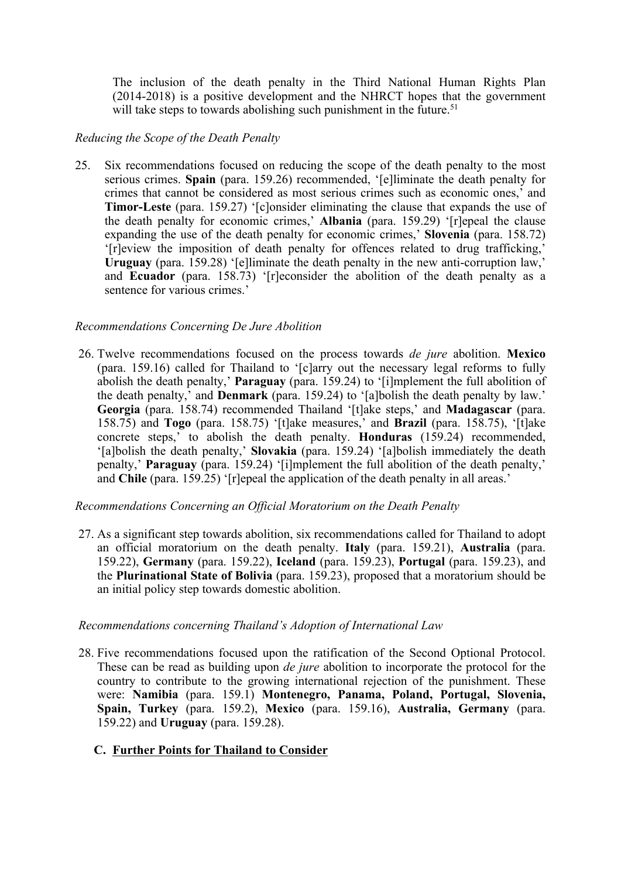The inclusion of the death penalty in the Third National Human Rights Plan (2014-2018) is a positive development and the NHRCT hopes that the government will take steps to towards abolishing such punishment in the future.[51]

*Reducing the Scope of the Death Penalty*

25. Six recommendations focused on reducing the scope of the death penalty to the most serious crimes. **Spain** (para. 159.26) recommended, '[e]liminate the death penalty for crimes that cannot be considered as most serious crimes such as economic ones,' and **Timor-Leste** (para. 159.27) '[c]onsider eliminating the clause that expands the use of the death penalty for economic crimes,' **Albania** (para. 159.29) '[r]epeal the clause expanding the use of the death penalty for economic crimes,' **Slovenia** (para. 158.72) '[r]eview the imposition of death penalty for offences related to drug trafficking,' **Uruguay** (para. 159.28) '[e]liminate the death penalty in the new anti-corruption law,' and **Ecuador** (para. 158.73) '[r]econsider the abolition of the death penalty as a sentence for various crimes.'

*Recommendations Concerning De Jure Abolition*

26. Twelve recommendations focused on the process towards *de jure* abolition. **Mexico** (para. 159.16) called for Thailand to '[c]arry out the necessary legal reforms to fully abolish the death penalty,' **Paraguay** (para. 159.24) to '[i]mplement the full abolition of the death penalty,' and **Denmark** (para. 159.24) to '[a]bolish the death penalty by law.' **Georgia** (para. 158.74) recommended Thailand '[t]ake steps,' and **Madagascar** (para. 158.75) and **Togo** (para. 158.75) '[t]ake measures,' and **Brazil** (para. 158.75), '[t]ake concrete steps,' to abolish the death penalty. **Honduras** (159.24) recommended, '[a]bolish the death penalty,' **Slovakia** (para. 159.24) '[a]bolish immediately the death penalty,' **Paraguay** (para. 159.24) '[i]mplement the full abolition of the death penalty,' and **Chile** (para. 159.25) '[r]epeal the application of the death penalty in all areas.'

*Recommendations Concerning an Official Moratorium on the Death Penalty*

27. As a significant step towards abolition, six recommendations called for Thailand to adopt an official moratorium on the death penalty. **Italy** (para. 159.21), **Australia** (para. 159.22), **Germany** (para. 159.22), **Iceland** (para. 159.23), **Portugal** (para. 159.23), and the **Plurinational State of Bolivia** (para. 159.23), proposed that a moratorium should be an initial policy step towards domestic abolition.

*Recommendations concerning Thailand's Adoption of International Law*

28. Five recommendations focused upon the ratification of the Second Optional Protocol. These can be read as building upon *de jure* abolition to incorporate the protocol for the country to contribute to the growing international rejection of the punishment. These were: **Namibia** (para. 159.1) **Montenegro, Panama, Poland, Portugal, Slovenia, Spain, Turkey** (para. 159.2), **Mexico** (para. 159.16), **Australia, Germany** (para. 159.22) and **Uruguay** (para. 159.28).

### C. Further Points for Thailand to Consider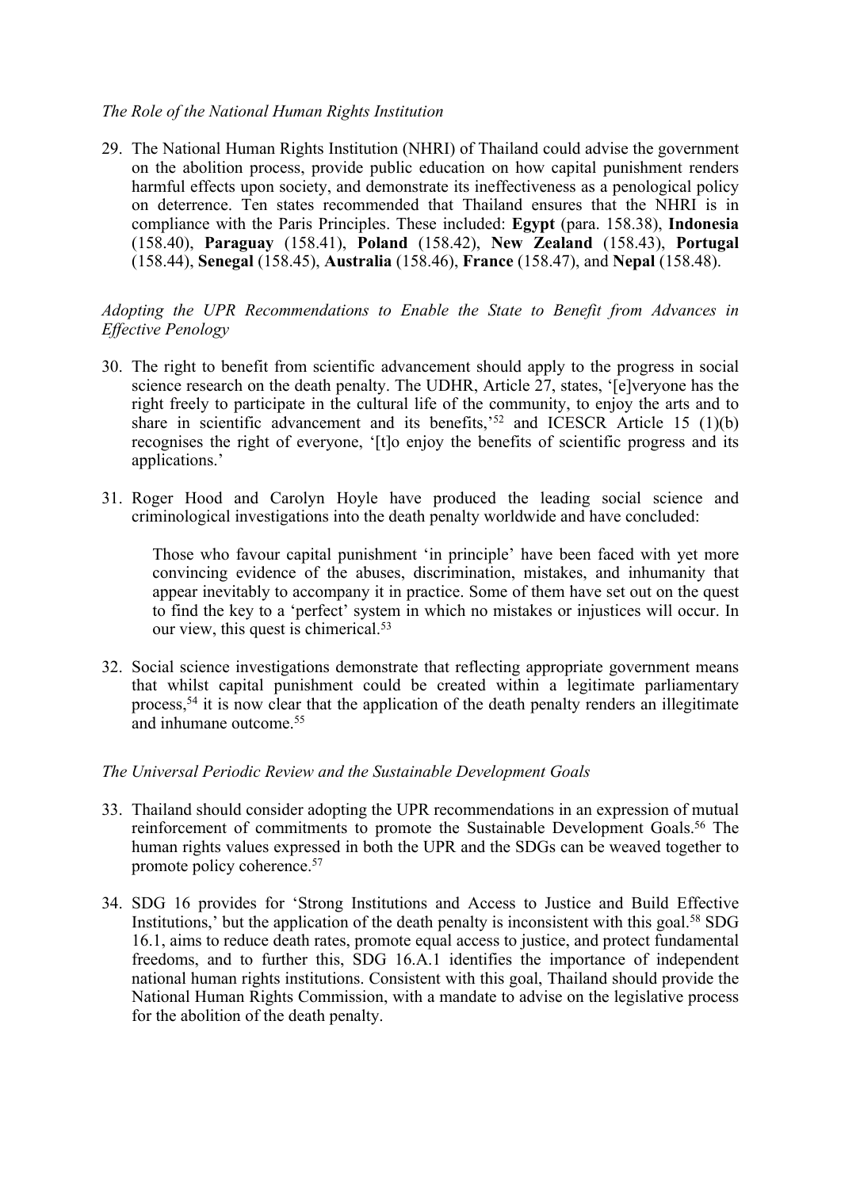*The Role of the National Human Rights Institution*

29. The National Human Rights Institution (NHRI) of Thailand could advise the government on the abolition process, provide public education on how capital punishment renders harmful effects upon society, and demonstrate its ineffectiveness as a penological policy on deterrence. Ten states recommended that Thailand ensures that the NHRI is in compliance with the Paris Principles. These included: **Egypt** (para. 158.38), **Indonesia** (158.40), **Paraguay** (158.41), **Poland** (158.42), **New Zealand** (158.43), **Portugal** (158.44), **Senegal** (158.45), **Australia** (158.46), **France** (158.47), and **Nepal** (158.48).

*Adopting the UPR Recommendations to Enable the State to Benefit from Advances in Effective Penology*

30. The right to benefit from scientific advancement should apply to the progress in social science research on the death penalty. The UDHR, Article 27, states, '[e]veryone has the right freely to participate in the cultural life of the community, to enjoy the arts and to share in scientific advancement and its benefits,'[52] and ICESCR Article 15 (1)(b) recognises the right of everyone, '[t]o enjoy the benefits of scientific progress and its applications.'

31. Roger Hood and Carolyn Hoyle have produced the leading social science and criminological investigations into the death penalty worldwide and have concluded:

    > Those who favour capital punishment 'in principle' have been faced with yet more convincing evidence of the abuses, discrimination, mistakes, and inhumanity that appear inevitably to accompany it in practice. Some of them have set out on the quest to find the key to a 'perfect' system in which no mistakes or injustices will occur. In our view, this quest is chimerical.[53]

32. Social science investigations demonstrate that reflecting appropriate government means that whilst capital punishment could be created within a legitimate parliamentary process,[54] it is now clear that the application of the death penalty renders an illegitimate and inhumane outcome.[55]

*The Universal Periodic Review and the Sustainable Development Goals*

33. Thailand should consider adopting the UPR recommendations in an expression of mutual reinforcement of commitments to promote the Sustainable Development Goals.[56] The human rights values expressed in both the UPR and the SDGs can be weaved together to promote policy coherence.[57]

34. SDG 16 provides for 'Strong Institutions and Access to Justice and Build Effective Institutions,' but the application of the death penalty is inconsistent with this goal.[58] SDG 16.1, aims to reduce death rates, promote equal access to justice, and protect fundamental freedoms, and to further this, SDG 16.A.1 identifies the importance of independent national human rights institutions. Consistent with this goal, Thailand should provide the National Human Rights Commission, with a mandate to advise on the legislative process for the abolition of the death penalty.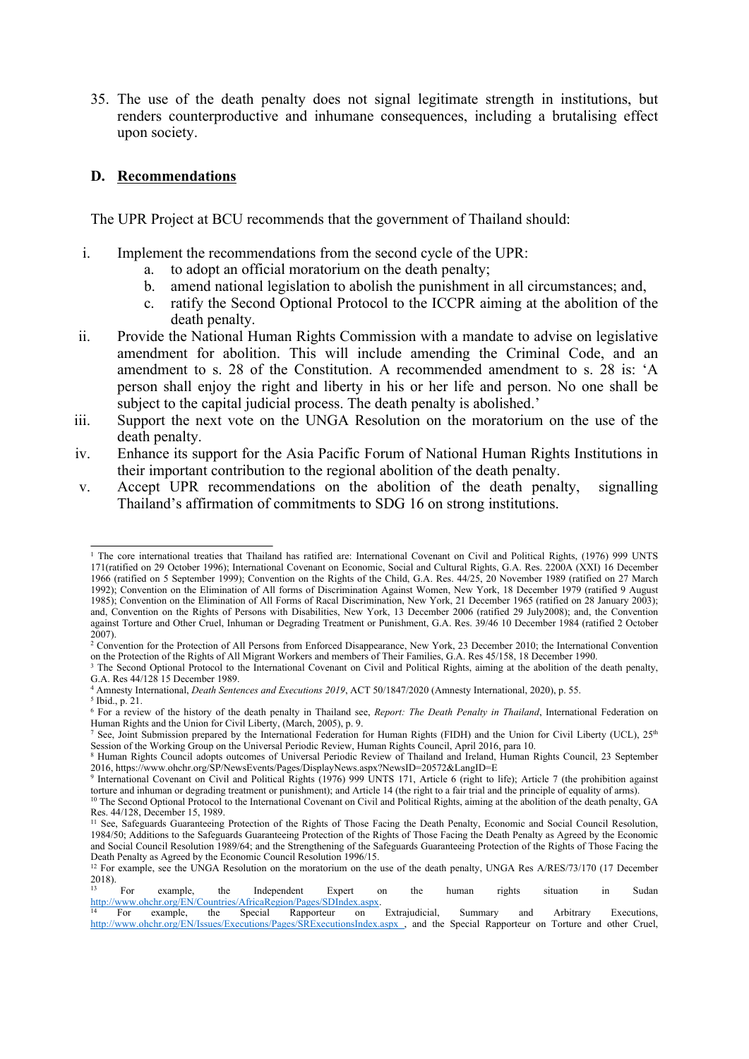35. The use of the death penalty does not signal legitimate strength in institutions, but renders counterproductive and inhumane consequences, including a brutalising effect upon society.

### D. Recommendations

The UPR Project at BCU recommends that the government of Thailand should:

i. Implement the recommendations from the second cycle of the UPR:
   a. to adopt an official moratorium on the death penalty;
   b. amend national legislation to abolish the punishment in all circumstances; and,
   c. ratify the Second Optional Protocol to the ICCPR aiming at the abolition of the death penalty.
ii. Provide the National Human Rights Commission with a mandate to advise on legislative amendment for abolition. This will include amending the Criminal Code, and an amendment to s. 28 of the Constitution. A recommended amendment to s. 28 is: 'A person shall enjoy the right and liberty in his or her life and person. No one shall be subject to the capital judicial process. The death penalty is abolished.'
iii. Support the next vote on the UNGA Resolution on the moratorium on the use of the death penalty.
iv. Enhance its support for the Asia Pacific Forum of National Human Rights Institutions in their important contribution to the regional abolition of the death penalty.
v. Accept UPR recommendations on the abolition of the death penalty, signalling Thailand's affirmation of commitments to SDG 16 on strong institutions.

---

[1] The core international treaties that Thailand has ratified are: International Covenant on Civil and Political Rights, (1976) 999 UNTS 171(ratified on 29 October 1996); International Covenant on Economic, Social and Cultural Rights, G.A. Res. 2200A (XXI) 16 December 1966 (ratified on 5 September 1999); Convention on the Rights of the Child, G.A. Res. 44/25, 20 November 1989 (ratified on 27 March 1992); Convention on the Elimination of All forms of Discrimination Against Women, New York, 18 December 1979 (ratified 9 August 1985); Convention on the Elimination of All Forms of Racial Discrimination, New York, 21 December 1965 (ratified on 28 January 2003); and, Convention on the Rights of Persons with Disabilities, New York, 13 December 2006 (ratified 29 July2008); and, the Convention against Torture and Other Cruel, Inhuman or Degrading Treatment or Punishment, G.A. Res. 39/46 10 December 1984 (ratified 2 October 2007).

[2] Convention for the Protection of All Persons from Enforced Disappearance, New York, 23 December 2010; the International Convention on the Protection of the Rights of All Migrant Workers and members of Their Families, G.A. Res 45/158, 18 December 1990.

[3] The Second Optional Protocol to the International Covenant on Civil and Political Rights, aiming at the abolition of the death penalty, G.A. Res 44/128 15 December 1989.

[4] Amnesty International, *Death Sentences and Executions 2019*, ACT 50/1847/2020 (Amnesty International, 2020), p. 55.

[5] Ibid., p. 21.

[6] For a review of the history of the death penalty in Thailand see, *Report: The Death Penalty in Thailand*, International Federation on Human Rights and the Union for Civil Liberty, (March, 2005), p. 9.

[7] See, Joint Submission prepared by the International Federation for Human Rights (FIDH) and the Union for Civil Liberty (UCL), 25th Session of the Working Group on the Universal Periodic Review, Human Rights Council, April 2016, para 10.

[8] Human Rights Council adopts outcomes of Universal Periodic Review of Thailand and Ireland, Human Rights Council, 23 September 2016, https://www.ohchr.org/SP/NewsEvents/Pages/DisplayNews.aspx?NewsID=20572&LangID=E

[9] International Covenant on Civil and Political Rights (1976) 999 UNTS 171, Article 6 (right to life); Article 7 (the prohibition against torture and inhuman or degrading treatment or punishment); and Article 14 (the right to a fair trial and the principle of equality of arms).

[10] The Second Optional Protocol to the International Covenant on Civil and Political Rights, aiming at the abolition of the death penalty, GA Res. 44/128, December 15, 1989.

[11] See, Safeguards Guaranteeing Protection of the Rights of Those Facing the Death Penalty, Economic and Social Council Resolution, 1984/50; Additions to the Safeguards Guaranteeing Protection of the Rights of Those Facing the Death Penalty as Agreed by the Economic and Social Council Resolution 1989/64; and the Strengthening of the Safeguards Guaranteeing Protection of the Rights of Those Facing the Death Penalty as Agreed by the Economic Council Resolution 1996/15.

[12] For example, see the UNGA Resolution on the moratorium on the use of the death penalty, UNGA Res A/RES/73/170 (17 December 2018).

[13] For example, the Independent Expert on the human rights situation in Sudan http://www.ohchr.org/EN/Countries/AfricaRegion/Pages/SDIndex.aspx.

[14] For example, the Special Rapporteur on Extrajudicial, Summary and Arbitrary Executions, http://www.ohchr.org/EN/Issues/Executions/Pages/SRExecutionsIndex.aspx , and the Special Rapporteur on Torture and other Cruel,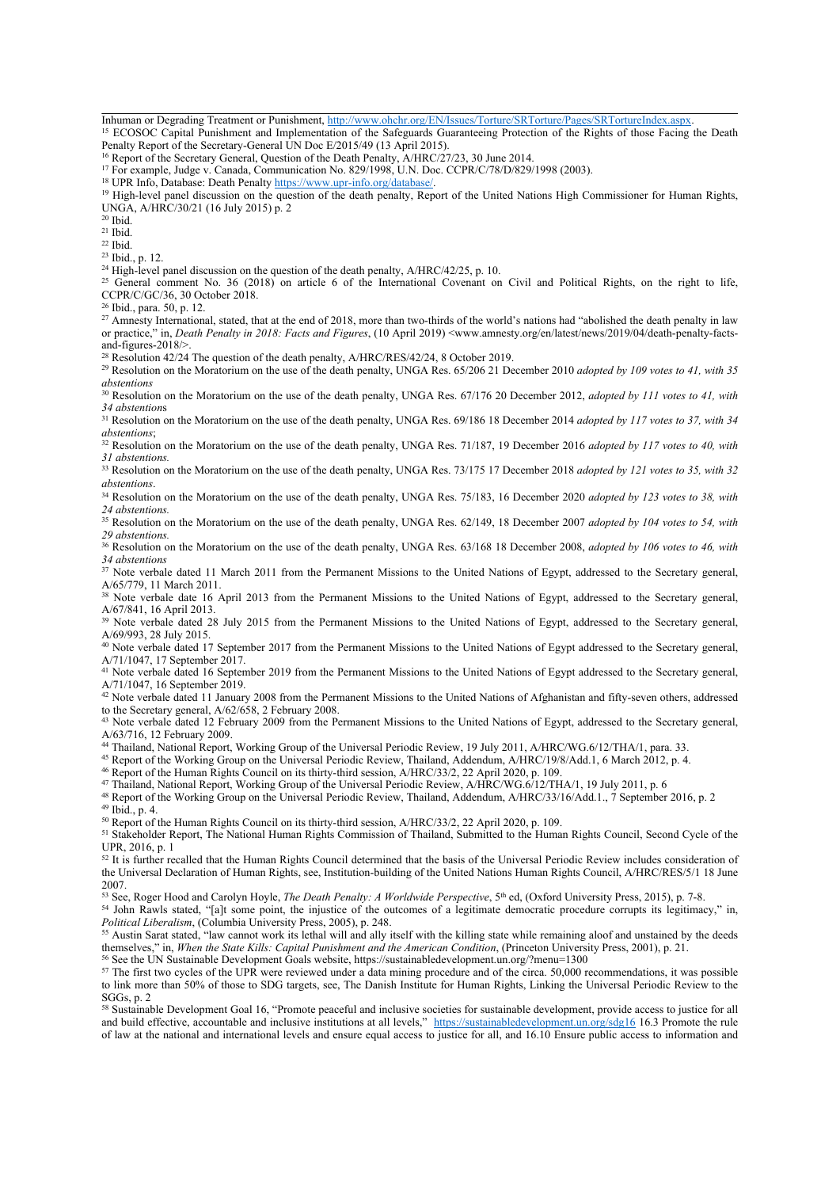Inhuman or Degrading Treatment or Punishment, http://www.ohchr.org/EN/Issues/Torture/SRTorture/Pages/SRTortureIndex.aspx.

[15] ECOSOC Capital Punishment and Implementation of the Safeguards Guaranteeing Protection of the Rights of those Facing the Death Penalty Report of the Secretary-General UN Doc E/2015/49 (13 April 2015).

[16] Report of the Secretary General, Question of the Death Penalty, A/HRC/27/23, 30 June 2014.

[17] For example, Judge v. Canada, Communication No. 829/1998, U.N. Doc. CCPR/C/78/D/829/1998 (2003).

[18] UPR Info, Database: Death Penalty https://www.upr-info.org/database/.

[19] High-level panel discussion on the question of the death penalty, Report of the United Nations High Commissioner for Human Rights, UNGA, A/HRC/30/21 (16 July 2015) p. 2

[20] Ibid.

[21] Ibid.

[22] Ibid.

[23] Ibid., p. 12.

[24] High-level panel discussion on the question of the death penalty, A/HRC/42/25, p. 10.

[25] General comment No. 36 (2018) on article 6 of the International Covenant on Civil and Political Rights, on the right to life, CCPR/C/GC/36, 30 October 2018.

[26] Ibid., para. 50, p. 12.

[27] Amnesty International, stated, that at the end of 2018, more than two-thirds of the world's nations had "abolished the death penalty in law or practice," in, *Death Penalty in 2018: Facts and Figures*, (10 April 2019) <www.amnesty.org/en/latest/news/2019/04/death-penalty-facts-and-figures-2018/>.

[28] Resolution 42/24 The question of the death penalty, A/HRC/RES/42/24, 8 October 2019.

[29] Resolution on the Moratorium on the use of the death penalty, UNGA Res. 65/206 21 December 2010 *adopted by 109 votes to 41, with 35 abstentions*

[30] Resolution on the Moratorium on the use of the death penalty, UNGA Res. 67/176 20 December 2012, *adopted by 111 votes to 41, with 34 abstentions*

[31] Resolution on the Moratorium on the use of the death penalty, UNGA Res. 69/186 18 December 2014 *adopted by 117 votes to 37, with 34 abstentions*;

[32] Resolution on the Moratorium on the use of the death penalty, UNGA Res. 71/187, 19 December 2016 *adopted by 117 votes to 40, with 31 abstentions.*

[33] Resolution on the Moratorium on the use of the death penalty, UNGA Res. 73/175 17 December 2018 *adopted by 121 votes to 35, with 32 abstentions*.

[34] Resolution on the Moratorium on the use of the death penalty, UNGA Res. 75/183, 16 December 2020 *adopted by 123 votes to 38, with 24 abstentions.*

[35] Resolution on the Moratorium on the use of the death penalty, UNGA Res. 62/149, 18 December 2007 *adopted by 104 votes to 54, with 29 abstentions.*

[36] Resolution on the Moratorium on the use of the death penalty, UNGA Res. 63/168 18 December 2008, *adopted by 106 votes to 46, with 34 abstentions*

[37] Note verbale dated 11 March 2011 from the Permanent Missions to the United Nations of Egypt, addressed to the Secretary general, A/65/779, 11 March 2011.

[38] Note verbale date 16 April 2013 from the Permanent Missions to the United Nations of Egypt, addressed to the Secretary general, A/67/841, 16 April 2013.

[39] Note verbale dated 28 July 2015 from the Permanent Missions to the United Nations of Egypt, addressed to the Secretary general, A/69/993, 28 July 2015.

[40] Note verbale dated 17 September 2017 from the Permanent Missions to the United Nations of Egypt addressed to the Secretary general, A/71/1047, 17 September 2017.

[41] Note verbale dated 16 September 2019 from the Permanent Missions to the United Nations of Egypt addressed to the Secretary general, A/71/1047, 16 September 2019.

[42] Note verbale dated 11 January 2008 from the Permanent Missions to the United Nations of Afghanistan and fifty-seven others, addressed to the Secretary general, A/62/658, 2 February 2008.

[43] Note verbale dated 12 February 2009 from the Permanent Missions to the United Nations of Egypt, addressed to the Secretary general, A/63/716, 12 February 2009.

[44] Thailand, National Report, Working Group of the Universal Periodic Review, 19 July 2011, A/HRC/WG.6/12/THA/1, para. 33.

[45] Report of the Working Group on the Universal Periodic Review, Thailand, Addendum, A/HRC/19/8/Add.1, 6 March 2012, p. 4.

[46] Report of the Human Rights Council on its thirty-third session, A/HRC/33/2, 22 April 2020, p. 109.

[47] Thailand, National Report, Working Group of the Universal Periodic Review, A/HRC/WG.6/12/THA/1, 19 July 2011, p. 6

[48] Report of the Working Group on the Universal Periodic Review, Thailand, Addendum, A/HRC/33/16/Add.1., 7 September 2016, p. 2

[49] Ibid., p. 4.

[50] Report of the Human Rights Council on its thirty-third session, A/HRC/33/2, 22 April 2020, p. 109.

[51] Stakeholder Report, The National Human Rights Commission of Thailand, Submitted to the Human Rights Council, Second Cycle of the UPR, 2016, p. 1

[52] It is further recalled that the Human Rights Council determined that the basis of the Universal Periodic Review includes consideration of the Universal Declaration of Human Rights, see, Institution-building of the United Nations Human Rights Council, A/HRC/RES/5/1 18 June 2007.

[53] See, Roger Hood and Carolyn Hoyle, *The Death Penalty: A Worldwide Perspective*, 5th ed, (Oxford University Press, 2015), p. 7-8.

[54] John Rawls stated, "[a]t some point, the injustice of the outcomes of a legitimate democratic procedure corrupts its legitimacy," in, *Political Liberalism*, (Columbia University Press, 2005), p. 248.

[55] Austin Sarat stated, "law cannot work its lethal will and ally itself with the killing state while remaining aloof and unstained by the deeds themselves," in, *When the State Kills: Capital Punishment and the American Condition*, (Princeton University Press, 2001), p. 21.

[56] See the UN Sustainable Development Goals website, https://sustainabledevelopment.un.org/?menu=1300

[57] The first two cycles of the UPR were reviewed under a data mining procedure and of the circa. 50,000 recommendations, it was possible to link more than 50% of those to SDG targets, see, The Danish Institute for Human Rights, Linking the Universal Periodic Review to the SGGs, p. 2

[58] Sustainable Development Goal 16, "Promote peaceful and inclusive societies for sustainable development, provide access to justice for all and build effective, accountable and inclusive institutions at all levels," https://sustainabledevelopment.un.org/sdg16 16.3 Promote the rule of law at the national and international levels and ensure equal access to justice for all, and 16.10 Ensure public access to information and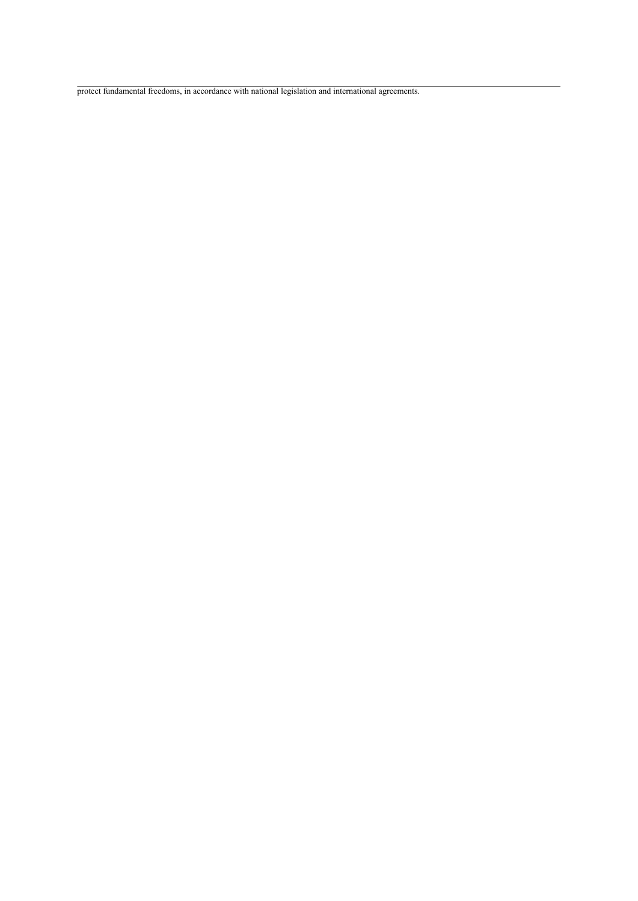protect fundamental freedoms, in accordance with national legislation and international agreements.